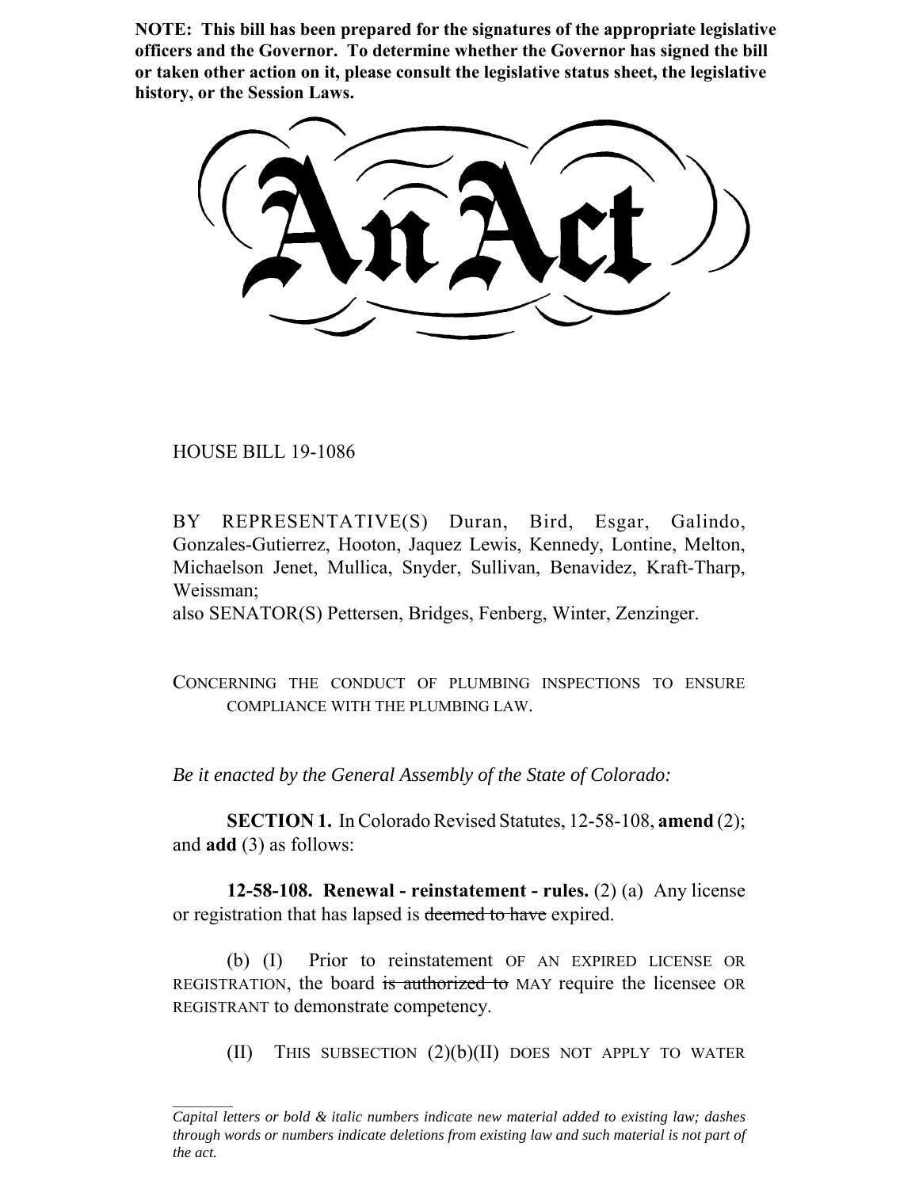**NOTE: This bill has been prepared for the signatures of the appropriate legislative officers and the Governor. To determine whether the Governor has signed the bill or taken other action on it, please consult the legislative status sheet, the legislative history, or the Session Laws.**

# An Act

HOUSE BILL 19-1086

BY REPRESENTATIVE(S) Duran, Bird, Esgar, Galindo, Gonzales-Gutierrez, Hooton, Jaquez Lewis, Kennedy, Lontine, Melton, Michaelson Jenet, Mullica, Snyder, Sullivan, Benavidez, Kraft-Tharp, Weissman;
also SENATOR(S) Pettersen, Bridges, Fenberg, Winter, Zenzinger.

CONCERNING THE CONDUCT OF PLUMBING INSPECTIONS TO ENSURE COMPLIANCE WITH THE PLUMBING LAW.

*Be it enacted by the General Assembly of the State of Colorado:*

**SECTION 1.** In Colorado Revised Statutes, 12-58-108, **amend** (2); and **add** (3) as follows:

**12-58-108. Renewal - reinstatement - rules.** (2) (a) Any license or registration that has lapsed is ~~deemed to have~~ expired.

(b) (I) Prior to reinstatement OF AN EXPIRED LICENSE OR REGISTRATION, the board ~~is authorized to~~ MAY require the licensee OR REGISTRANT to demonstrate competency.

(II) THIS SUBSECTION (2)(b)(II) DOES NOT APPLY TO WATER

*Capital letters or bold & italic numbers indicate new material added to existing law; dashes through words or numbers indicate deletions from existing law and such material is not part of the act.*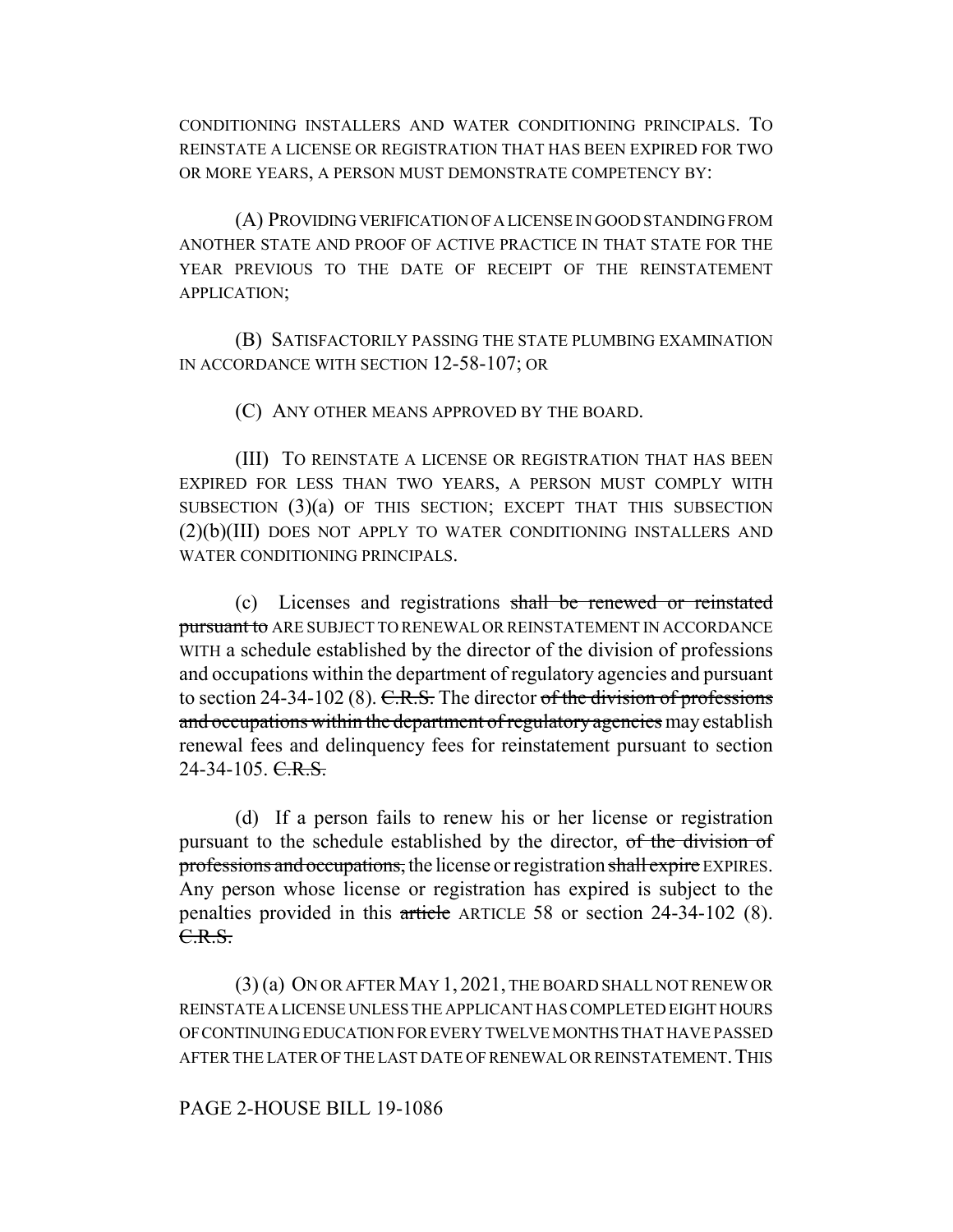CONDITIONING INSTALLERS AND WATER CONDITIONING PRINCIPALS. TO REINSTATE A LICENSE OR REGISTRATION THAT HAS BEEN EXPIRED FOR TWO OR MORE YEARS, A PERSON MUST DEMONSTRATE COMPETENCY BY:

(A) PROVIDING VERIFICATION OF A LICENSE IN GOOD STANDING FROM ANOTHER STATE AND PROOF OF ACTIVE PRACTICE IN THAT STATE FOR THE YEAR PREVIOUS TO THE DATE OF RECEIPT OF THE REINSTATEMENT APPLICATION;

(B) SATISFACTORILY PASSING THE STATE PLUMBING EXAMINATION IN ACCORDANCE WITH SECTION 12-58-107; OR

(C) ANY OTHER MEANS APPROVED BY THE BOARD.

(III) TO REINSTATE A LICENSE OR REGISTRATION THAT HAS BEEN EXPIRED FOR LESS THAN TWO YEARS, A PERSON MUST COMPLY WITH SUBSECTION (3)(a) OF THIS SECTION; EXCEPT THAT THIS SUBSECTION (2)(b)(III) DOES NOT APPLY TO WATER CONDITIONING INSTALLERS AND WATER CONDITIONING PRINCIPALS.

(c) Licenses and registrations ~~shall be renewed or reinstated pursuant to~~ ARE SUBJECT TO RENEWAL OR REINSTATEMENT IN ACCORDANCE WITH a schedule established by the director of the division of professions and occupations within the department of regulatory agencies and pursuant to section 24-34-102 (8). ~~C.R.S.~~ The director ~~of the division of professions and occupations within the department of regulatory agencies~~ may establish renewal fees and delinquency fees for reinstatement pursuant to section 24-34-105. ~~C.R.S.~~

(d) If a person fails to renew his or her license or registration pursuant to the schedule established by the director, ~~of the division of professions and occupations,~~ the license or registration ~~shall expire~~ EXPIRES. Any person whose license or registration has expired is subject to the penalties provided in this ~~article~~ ARTICLE 58 or section 24-34-102 (8). ~~C.R.S.~~

(3) (a) ON OR AFTER MAY 1, 2021, THE BOARD SHALL NOT RENEW OR REINSTATE A LICENSE UNLESS THE APPLICANT HAS COMPLETED EIGHT HOURS OF CONTINUING EDUCATION FOR EVERY TWELVE MONTHS THAT HAVE PASSED AFTER THE LATER OF THE LAST DATE OF RENEWAL OR REINSTATEMENT. THIS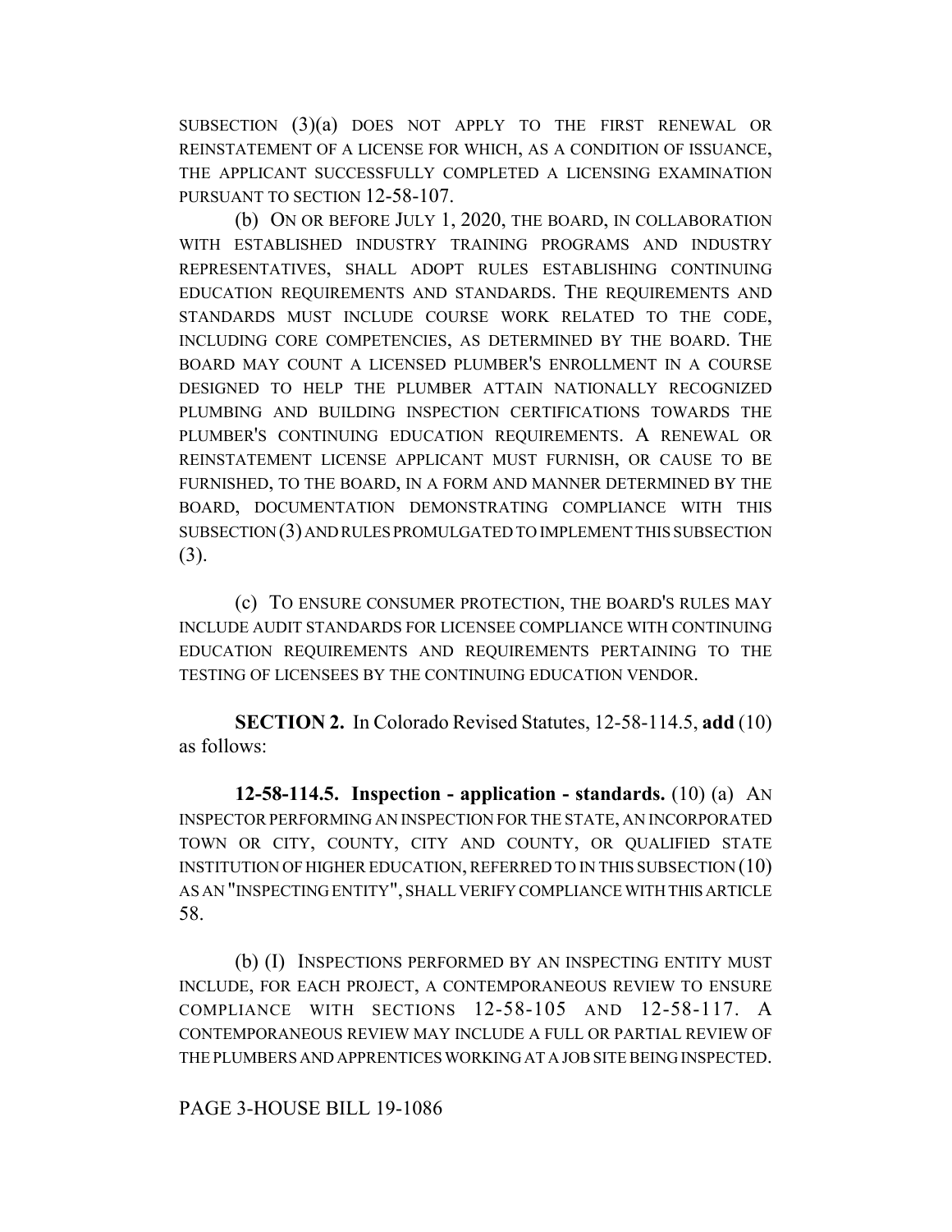SUBSECTION (3)(a) DOES NOT APPLY TO THE FIRST RENEWAL OR REINSTATEMENT OF A LICENSE FOR WHICH, AS A CONDITION OF ISSUANCE, THE APPLICANT SUCCESSFULLY COMPLETED A LICENSING EXAMINATION PURSUANT TO SECTION 12-58-107.

(b) ON OR BEFORE JULY 1, 2020, THE BOARD, IN COLLABORATION WITH ESTABLISHED INDUSTRY TRAINING PROGRAMS AND INDUSTRY REPRESENTATIVES, SHALL ADOPT RULES ESTABLISHING CONTINUING EDUCATION REQUIREMENTS AND STANDARDS. THE REQUIREMENTS AND STANDARDS MUST INCLUDE COURSE WORK RELATED TO THE CODE, INCLUDING CORE COMPETENCIES, AS DETERMINED BY THE BOARD. THE BOARD MAY COUNT A LICENSED PLUMBER'S ENROLLMENT IN A COURSE DESIGNED TO HELP THE PLUMBER ATTAIN NATIONALLY RECOGNIZED PLUMBING AND BUILDING INSPECTION CERTIFICATIONS TOWARDS THE PLUMBER'S CONTINUING EDUCATION REQUIREMENTS. A RENEWAL OR REINSTATEMENT LICENSE APPLICANT MUST FURNISH, OR CAUSE TO BE FURNISHED, TO THE BOARD, IN A FORM AND MANNER DETERMINED BY THE BOARD, DOCUMENTATION DEMONSTRATING COMPLIANCE WITH THIS SUBSECTION (3) AND RULES PROMULGATED TO IMPLEMENT THIS SUBSECTION (3).

(c) TO ENSURE CONSUMER PROTECTION, THE BOARD'S RULES MAY INCLUDE AUDIT STANDARDS FOR LICENSEE COMPLIANCE WITH CONTINUING EDUCATION REQUIREMENTS AND REQUIREMENTS PERTAINING TO THE TESTING OF LICENSEES BY THE CONTINUING EDUCATION VENDOR.

**SECTION 2.** In Colorado Revised Statutes, 12-58-114.5, **add** (10) as follows:

**12-58-114.5. Inspection - application - standards.** (10) (a) AN INSPECTOR PERFORMING AN INSPECTION FOR THE STATE, AN INCORPORATED TOWN OR CITY, COUNTY, CITY AND COUNTY, OR QUALIFIED STATE INSTITUTION OF HIGHER EDUCATION, REFERRED TO IN THIS SUBSECTION (10) AS AN "INSPECTING ENTITY", SHALL VERIFY COMPLIANCE WITH THIS ARTICLE 58.

(b) (I) INSPECTIONS PERFORMED BY AN INSPECTING ENTITY MUST INCLUDE, FOR EACH PROJECT, A CONTEMPORANEOUS REVIEW TO ENSURE COMPLIANCE WITH SECTIONS 12-58-105 AND 12-58-117. A CONTEMPORANEOUS REVIEW MAY INCLUDE A FULL OR PARTIAL REVIEW OF THE PLUMBERS AND APPRENTICES WORKING AT A JOB SITE BEING INSPECTED.

PAGE 3-HOUSE BILL 19-1086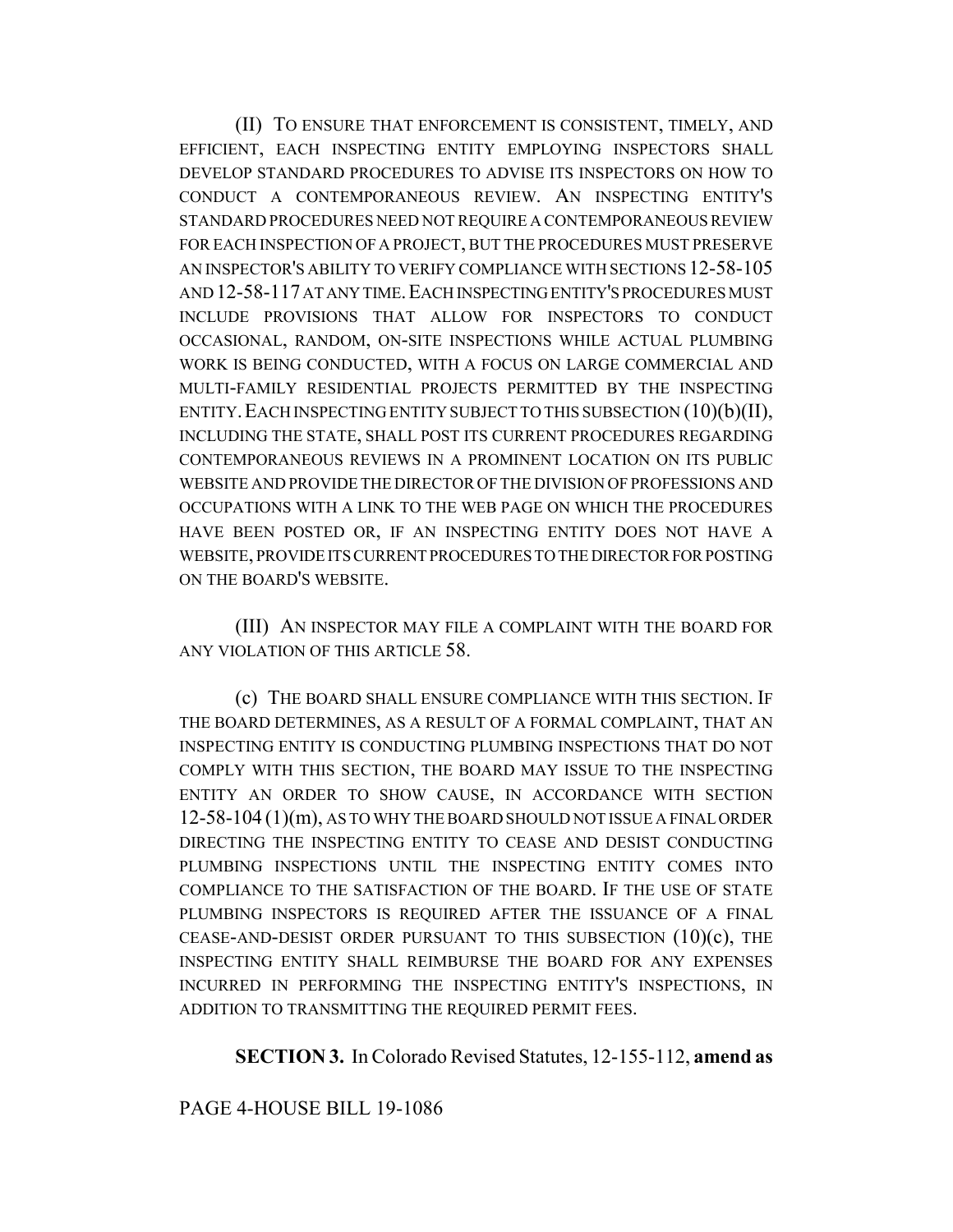(II) TO ENSURE THAT ENFORCEMENT IS CONSISTENT, TIMELY, AND EFFICIENT, EACH INSPECTING ENTITY EMPLOYING INSPECTORS SHALL DEVELOP STANDARD PROCEDURES TO ADVISE ITS INSPECTORS ON HOW TO CONDUCT A CONTEMPORANEOUS REVIEW. AN INSPECTING ENTITY'S STANDARD PROCEDURES NEED NOT REQUIRE A CONTEMPORANEOUS REVIEW FOR EACH INSPECTION OF A PROJECT, BUT THE PROCEDURES MUST PRESERVE AN INSPECTOR'S ABILITY TO VERIFY COMPLIANCE WITH SECTIONS 12-58-105 AND 12-58-117 AT ANY TIME. EACH INSPECTING ENTITY'S PROCEDURES MUST INCLUDE PROVISIONS THAT ALLOW FOR INSPECTORS TO CONDUCT OCCASIONAL, RANDOM, ON-SITE INSPECTIONS WHILE ACTUAL PLUMBING WORK IS BEING CONDUCTED, WITH A FOCUS ON LARGE COMMERCIAL AND MULTI-FAMILY RESIDENTIAL PROJECTS PERMITTED BY THE INSPECTING ENTITY. EACH INSPECTING ENTITY SUBJECT TO THIS SUBSECTION (10)(b)(II), INCLUDING THE STATE, SHALL POST ITS CURRENT PROCEDURES REGARDING CONTEMPORANEOUS REVIEWS IN A PROMINENT LOCATION ON ITS PUBLIC WEBSITE AND PROVIDE THE DIRECTOR OF THE DIVISION OF PROFESSIONS AND OCCUPATIONS WITH A LINK TO THE WEB PAGE ON WHICH THE PROCEDURES HAVE BEEN POSTED OR, IF AN INSPECTING ENTITY DOES NOT HAVE A WEBSITE, PROVIDE ITS CURRENT PROCEDURES TO THE DIRECTOR FOR POSTING ON THE BOARD'S WEBSITE.

(III) AN INSPECTOR MAY FILE A COMPLAINT WITH THE BOARD FOR ANY VIOLATION OF THIS ARTICLE 58.

(c) THE BOARD SHALL ENSURE COMPLIANCE WITH THIS SECTION. IF THE BOARD DETERMINES, AS A RESULT OF A FORMAL COMPLAINT, THAT AN INSPECTING ENTITY IS CONDUCTING PLUMBING INSPECTIONS THAT DO NOT COMPLY WITH THIS SECTION, THE BOARD MAY ISSUE TO THE INSPECTING ENTITY AN ORDER TO SHOW CAUSE, IN ACCORDANCE WITH SECTION 12-58-104 (1)(m), AS TO WHY THE BOARD SHOULD NOT ISSUE A FINAL ORDER DIRECTING THE INSPECTING ENTITY TO CEASE AND DESIST CONDUCTING PLUMBING INSPECTIONS UNTIL THE INSPECTING ENTITY COMES INTO COMPLIANCE TO THE SATISFACTION OF THE BOARD. IF THE USE OF STATE PLUMBING INSPECTORS IS REQUIRED AFTER THE ISSUANCE OF A FINAL CEASE-AND-DESIST ORDER PURSUANT TO THIS SUBSECTION (10)(c), THE INSPECTING ENTITY SHALL REIMBURSE THE BOARD FOR ANY EXPENSES INCURRED IN PERFORMING THE INSPECTING ENTITY'S INSPECTIONS, IN ADDITION TO TRANSMITTING THE REQUIRED PERMIT FEES.

**SECTION 3.** In Colorado Revised Statutes, 12-155-112, **amend as**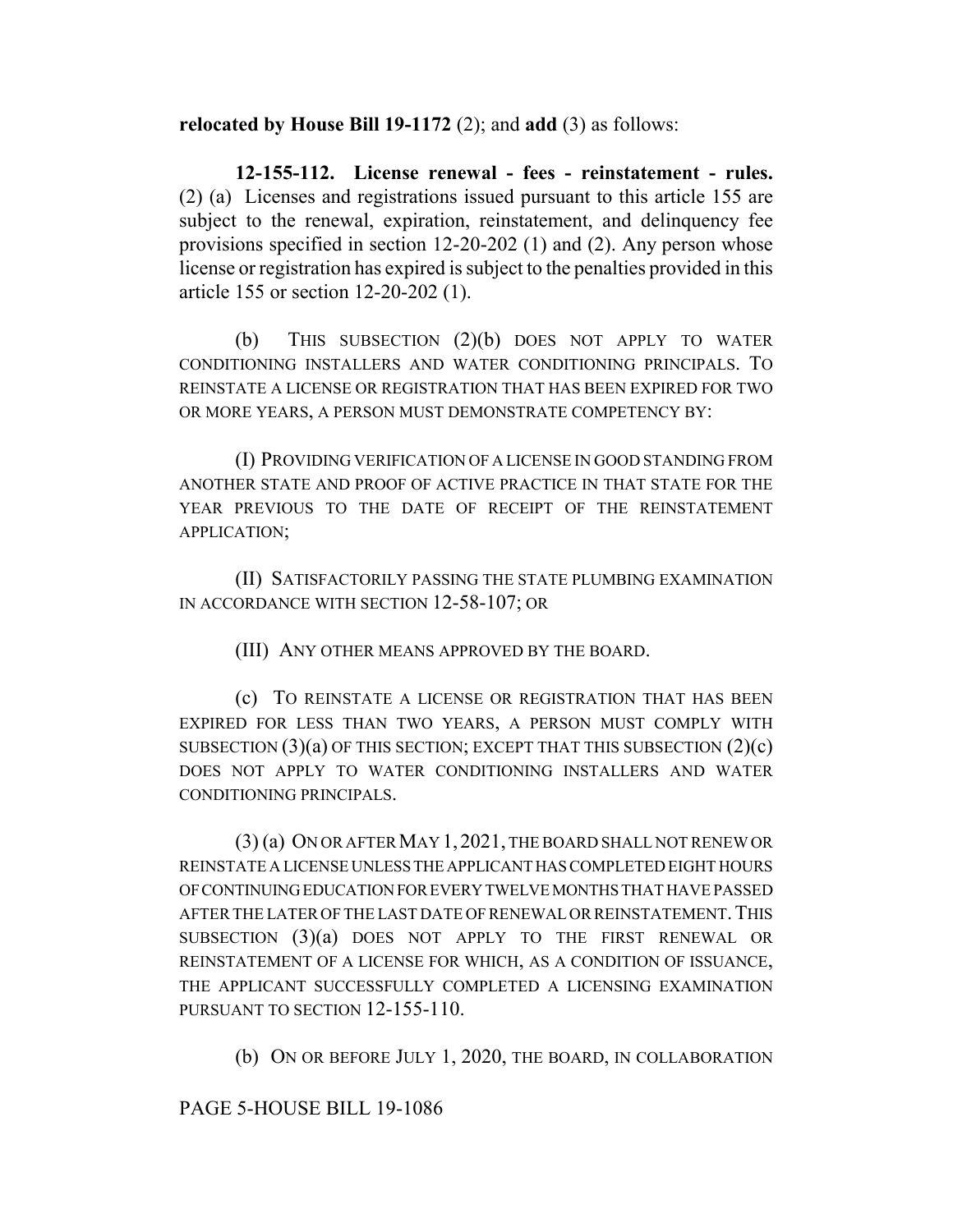**relocated by House Bill 19-1172** (2); and **add** (3) as follows:

**12-155-112. License renewal - fees - reinstatement - rules.** (2) (a) Licenses and registrations issued pursuant to this article 155 are subject to the renewal, expiration, reinstatement, and delinquency fee provisions specified in section 12-20-202 (1) and (2). Any person whose license or registration has expired is subject to the penalties provided in this article 155 or section 12-20-202 (1).

(b) THIS SUBSECTION (2)(b) DOES NOT APPLY TO WATER CONDITIONING INSTALLERS AND WATER CONDITIONING PRINCIPALS. TO REINSTATE A LICENSE OR REGISTRATION THAT HAS BEEN EXPIRED FOR TWO OR MORE YEARS, A PERSON MUST DEMONSTRATE COMPETENCY BY:

(I) PROVIDING VERIFICATION OF A LICENSE IN GOOD STANDING FROM ANOTHER STATE AND PROOF OF ACTIVE PRACTICE IN THAT STATE FOR THE YEAR PREVIOUS TO THE DATE OF RECEIPT OF THE REINSTATEMENT APPLICATION;

(II) SATISFACTORILY PASSING THE STATE PLUMBING EXAMINATION IN ACCORDANCE WITH SECTION 12-58-107; OR

(III) ANY OTHER MEANS APPROVED BY THE BOARD.

(c) TO REINSTATE A LICENSE OR REGISTRATION THAT HAS BEEN EXPIRED FOR LESS THAN TWO YEARS, A PERSON MUST COMPLY WITH SUBSECTION (3)(a) OF THIS SECTION; EXCEPT THAT THIS SUBSECTION (2)(c) DOES NOT APPLY TO WATER CONDITIONING INSTALLERS AND WATER CONDITIONING PRINCIPALS.

(3) (a) ON OR AFTER MAY 1, 2021, THE BOARD SHALL NOT RENEW OR REINSTATE A LICENSE UNLESS THE APPLICANT HAS COMPLETED EIGHT HOURS OF CONTINUING EDUCATION FOR EVERY TWELVE MONTHS THAT HAVE PASSED AFTER THE LATER OF THE LAST DATE OF RENEWAL OR REINSTATEMENT. THIS SUBSECTION (3)(a) DOES NOT APPLY TO THE FIRST RENEWAL OR REINSTATEMENT OF A LICENSE FOR WHICH, AS A CONDITION OF ISSUANCE, THE APPLICANT SUCCESSFULLY COMPLETED A LICENSING EXAMINATION PURSUANT TO SECTION 12-155-110.

(b) ON OR BEFORE JULY 1, 2020, THE BOARD, IN COLLABORATION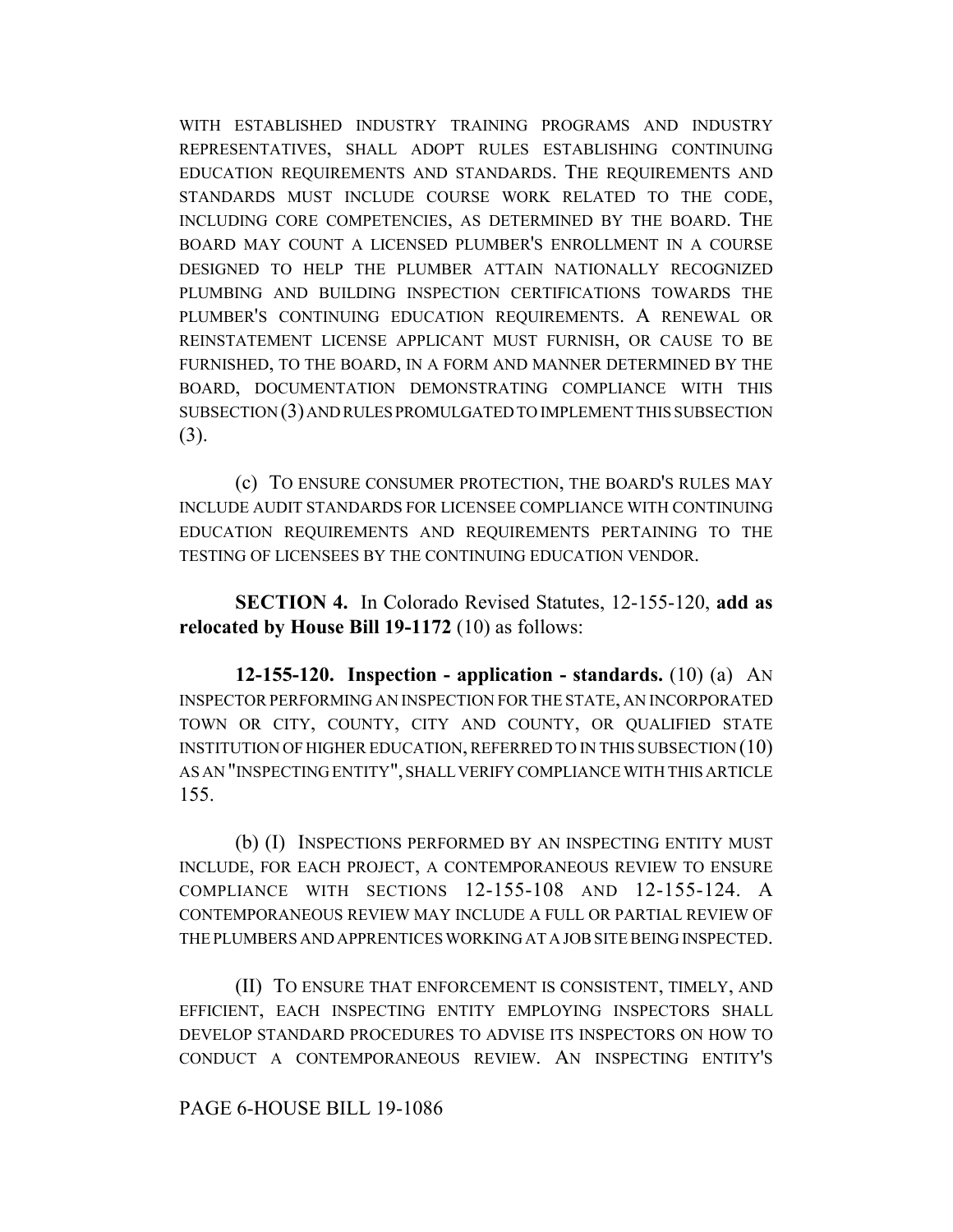WITH ESTABLISHED INDUSTRY TRAINING PROGRAMS AND INDUSTRY REPRESENTATIVES, SHALL ADOPT RULES ESTABLISHING CONTINUING EDUCATION REQUIREMENTS AND STANDARDS. THE REQUIREMENTS AND STANDARDS MUST INCLUDE COURSE WORK RELATED TO THE CODE, INCLUDING CORE COMPETENCIES, AS DETERMINED BY THE BOARD. THE BOARD MAY COUNT A LICENSED PLUMBER'S ENROLLMENT IN A COURSE DESIGNED TO HELP THE PLUMBER ATTAIN NATIONALLY RECOGNIZED PLUMBING AND BUILDING INSPECTION CERTIFICATIONS TOWARDS THE PLUMBER'S CONTINUING EDUCATION REQUIREMENTS. A RENEWAL OR REINSTATEMENT LICENSE APPLICANT MUST FURNISH, OR CAUSE TO BE FURNISHED, TO THE BOARD, IN A FORM AND MANNER DETERMINED BY THE BOARD, DOCUMENTATION DEMONSTRATING COMPLIANCE WITH THIS SUBSECTION (3) AND RULES PROMULGATED TO IMPLEMENT THIS SUBSECTION (3).

(c) TO ENSURE CONSUMER PROTECTION, THE BOARD'S RULES MAY INCLUDE AUDIT STANDARDS FOR LICENSEE COMPLIANCE WITH CONTINUING EDUCATION REQUIREMENTS AND REQUIREMENTS PERTAINING TO THE TESTING OF LICENSEES BY THE CONTINUING EDUCATION VENDOR.

**SECTION 4.** In Colorado Revised Statutes, 12-155-120, **add as relocated by House Bill 19-1172** (10) as follows:

**12-155-120. Inspection - application - standards.** (10) (a) AN INSPECTOR PERFORMING AN INSPECTION FOR THE STATE, AN INCORPORATED TOWN OR CITY, COUNTY, CITY AND COUNTY, OR QUALIFIED STATE INSTITUTION OF HIGHER EDUCATION, REFERRED TO IN THIS SUBSECTION (10) AS AN "INSPECTING ENTITY", SHALL VERIFY COMPLIANCE WITH THIS ARTICLE 155.

(b) (I) INSPECTIONS PERFORMED BY AN INSPECTING ENTITY MUST INCLUDE, FOR EACH PROJECT, A CONTEMPORANEOUS REVIEW TO ENSURE COMPLIANCE WITH SECTIONS 12-155-108 AND 12-155-124. A CONTEMPORANEOUS REVIEW MAY INCLUDE A FULL OR PARTIAL REVIEW OF THE PLUMBERS AND APPRENTICES WORKING AT A JOB SITE BEING INSPECTED.

(II) TO ENSURE THAT ENFORCEMENT IS CONSISTENT, TIMELY, AND EFFICIENT, EACH INSPECTING ENTITY EMPLOYING INSPECTORS SHALL DEVELOP STANDARD PROCEDURES TO ADVISE ITS INSPECTORS ON HOW TO CONDUCT A CONTEMPORANEOUS REVIEW. AN INSPECTING ENTITY'S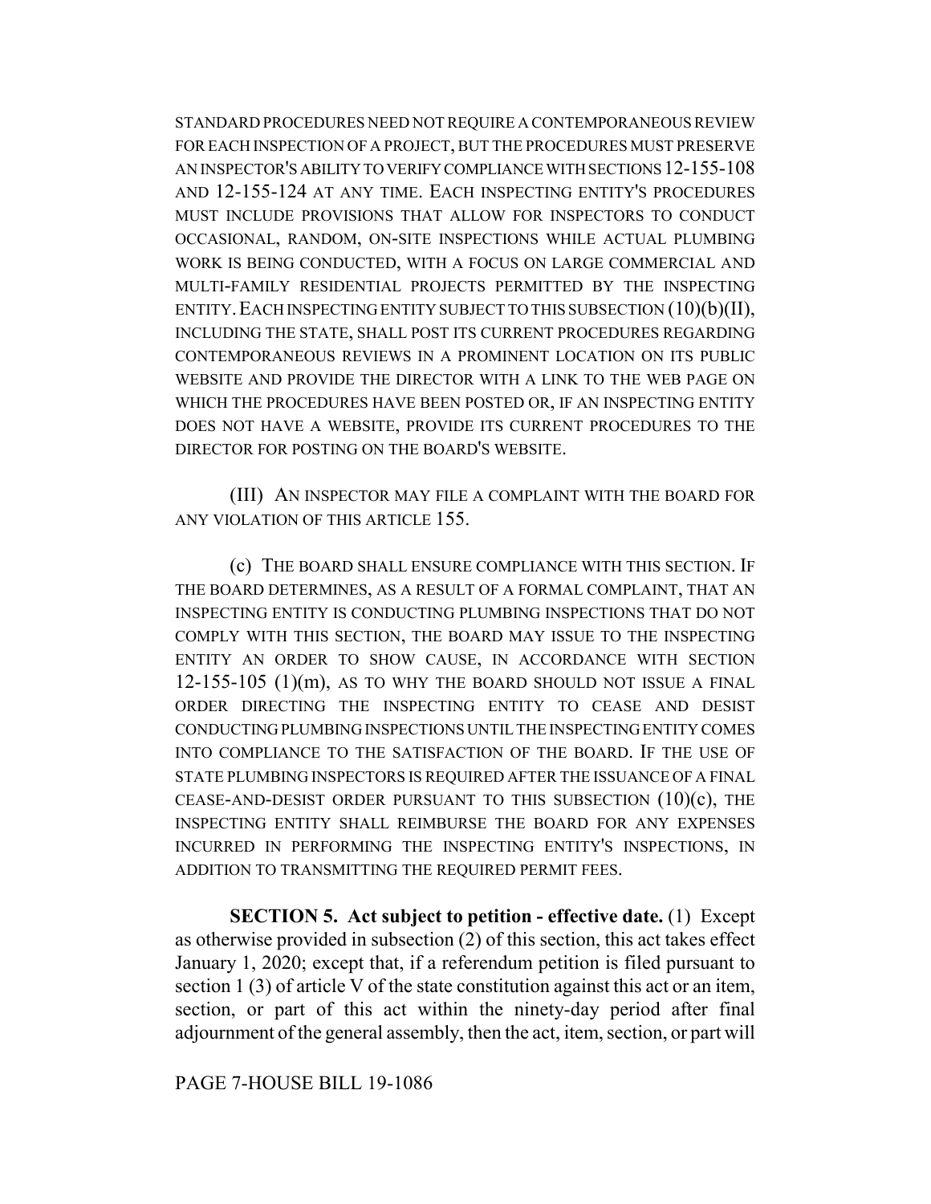STANDARD PROCEDURES NEED NOT REQUIRE A CONTEMPORANEOUS REVIEW FOR EACH INSPECTION OF A PROJECT, BUT THE PROCEDURES MUST PRESERVE AN INSPECTOR'S ABILITY TO VERIFY COMPLIANCE WITH SECTIONS 12-155-108 AND 12-155-124 AT ANY TIME. EACH INSPECTING ENTITY'S PROCEDURES MUST INCLUDE PROVISIONS THAT ALLOW FOR INSPECTORS TO CONDUCT OCCASIONAL, RANDOM, ON-SITE INSPECTIONS WHILE ACTUAL PLUMBING WORK IS BEING CONDUCTED, WITH A FOCUS ON LARGE COMMERCIAL AND MULTI-FAMILY RESIDENTIAL PROJECTS PERMITTED BY THE INSPECTING ENTITY. EACH INSPECTING ENTITY SUBJECT TO THIS SUBSECTION (10)(b)(II), INCLUDING THE STATE, SHALL POST ITS CURRENT PROCEDURES REGARDING CONTEMPORANEOUS REVIEWS IN A PROMINENT LOCATION ON ITS PUBLIC WEBSITE AND PROVIDE THE DIRECTOR WITH A LINK TO THE WEB PAGE ON WHICH THE PROCEDURES HAVE BEEN POSTED OR, IF AN INSPECTING ENTITY DOES NOT HAVE A WEBSITE, PROVIDE ITS CURRENT PROCEDURES TO THE DIRECTOR FOR POSTING ON THE BOARD'S WEBSITE.

(III) AN INSPECTOR MAY FILE A COMPLAINT WITH THE BOARD FOR ANY VIOLATION OF THIS ARTICLE 155.

(c) THE BOARD SHALL ENSURE COMPLIANCE WITH THIS SECTION. IF THE BOARD DETERMINES, AS A RESULT OF A FORMAL COMPLAINT, THAT AN INSPECTING ENTITY IS CONDUCTING PLUMBING INSPECTIONS THAT DO NOT COMPLY WITH THIS SECTION, THE BOARD MAY ISSUE TO THE INSPECTING ENTITY AN ORDER TO SHOW CAUSE, IN ACCORDANCE WITH SECTION 12-155-105 (1)(m), AS TO WHY THE BOARD SHOULD NOT ISSUE A FINAL ORDER DIRECTING THE INSPECTING ENTITY TO CEASE AND DESIST CONDUCTING PLUMBING INSPECTIONS UNTIL THE INSPECTING ENTITY COMES INTO COMPLIANCE TO THE SATISFACTION OF THE BOARD. IF THE USE OF STATE PLUMBING INSPECTORS IS REQUIRED AFTER THE ISSUANCE OF A FINAL CEASE-AND-DESIST ORDER PURSUANT TO THIS SUBSECTION (10)(c), THE INSPECTING ENTITY SHALL REIMBURSE THE BOARD FOR ANY EXPENSES INCURRED IN PERFORMING THE INSPECTING ENTITY'S INSPECTIONS, IN ADDITION TO TRANSMITTING THE REQUIRED PERMIT FEES.

**SECTION 5. Act subject to petition - effective date.** (1) Except as otherwise provided in subsection (2) of this section, this act takes effect January 1, 2020; except that, if a referendum petition is filed pursuant to section 1 (3) of article V of the state constitution against this act or an item, section, or part of this act within the ninety-day period after final adjournment of the general assembly, then the act, item, section, or part will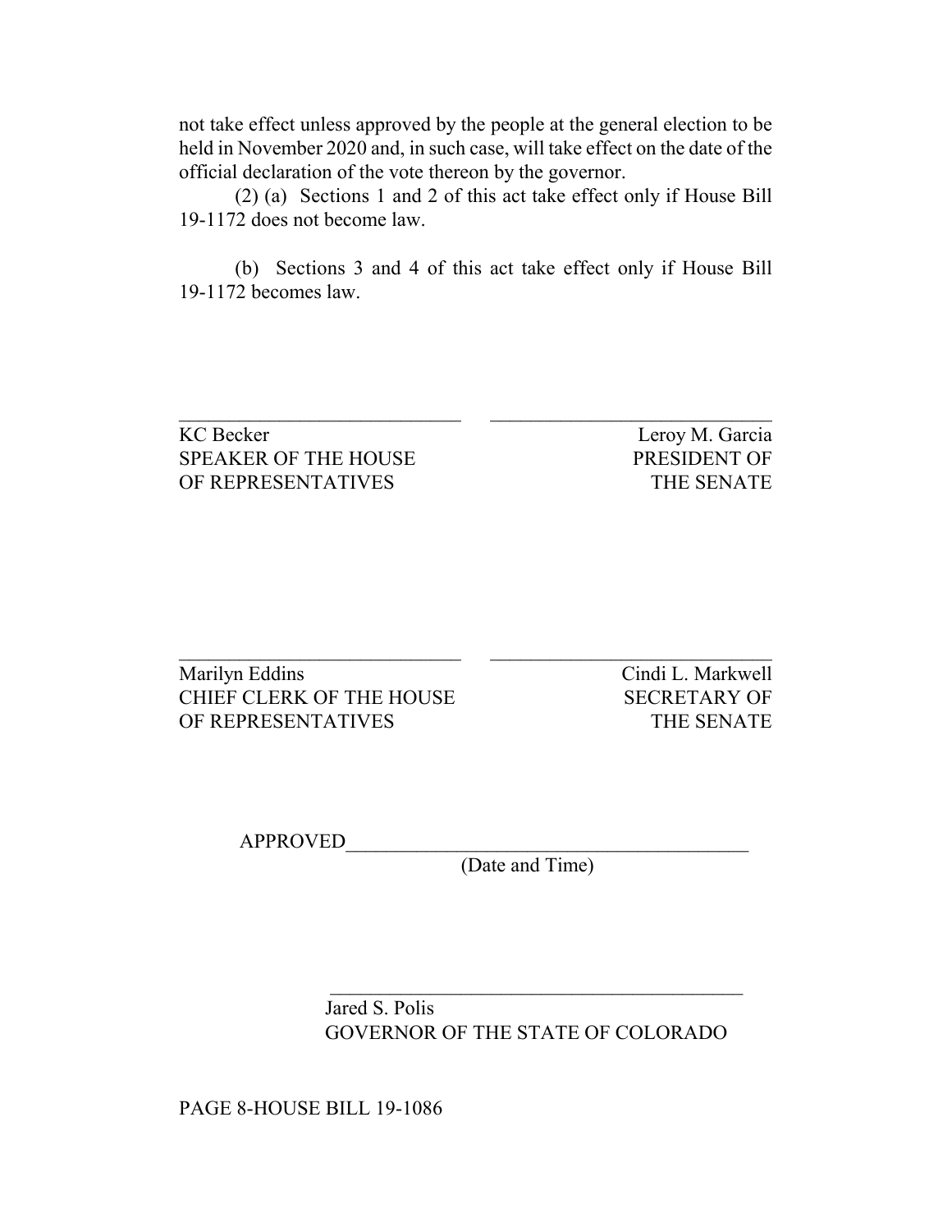not take effect unless approved by the people at the general election to be held in November 2020 and, in such case, will take effect on the date of the official declaration of the vote thereon by the governor.

(2) (a) Sections 1 and 2 of this act take effect only if House Bill 19-1172 does not become law.

(b) Sections 3 and 4 of this act take effect only if House Bill 19-1172 becomes law.

| | |
|---|---|
| \_\_\_\_\_\_\_\_\_\_\_\_\_\_\_\_\_\_\_\_\_\_\_\_\_\_\_\_ | \_\_\_\_\_\_\_\_\_\_\_\_\_\_\_\_\_\_\_\_\_\_\_\_\_\_\_\_ |
| KC Becker | Leroy M. Garcia |
| SPEAKER OF THE HOUSE OF REPRESENTATIVES | PRESIDENT OF THE SENATE |

| | |
|---|---|
| \_\_\_\_\_\_\_\_\_\_\_\_\_\_\_\_\_\_\_\_\_\_\_\_\_\_\_\_ | \_\_\_\_\_\_\_\_\_\_\_\_\_\_\_\_\_\_\_\_\_\_\_\_\_\_\_\_ |
| Marilyn Eddins | Cindi L. Markwell |
| CHIEF CLERK OF THE HOUSE OF REPRESENTATIVES | SECRETARY OF THE SENATE |

APPROVED\_\_\_\_\_\_\_\_\_\_\_\_\_\_\_\_\_\_\_\_\_\_\_\_\_\_\_\_\_\_\_\_\_\_\_\_\_\_\_\_
(Date and Time)

\_\_\_\_\_\_\_\_\_\_\_\_\_\_\_\_\_\_\_\_\_\_\_\_\_\_\_\_\_\_\_\_\_\_\_\_\_\_\_\_\_\_\_\_
Jared S. Polis
GOVERNOR OF THE STATE OF COLORADO

PAGE 8-HOUSE BILL 19-1086